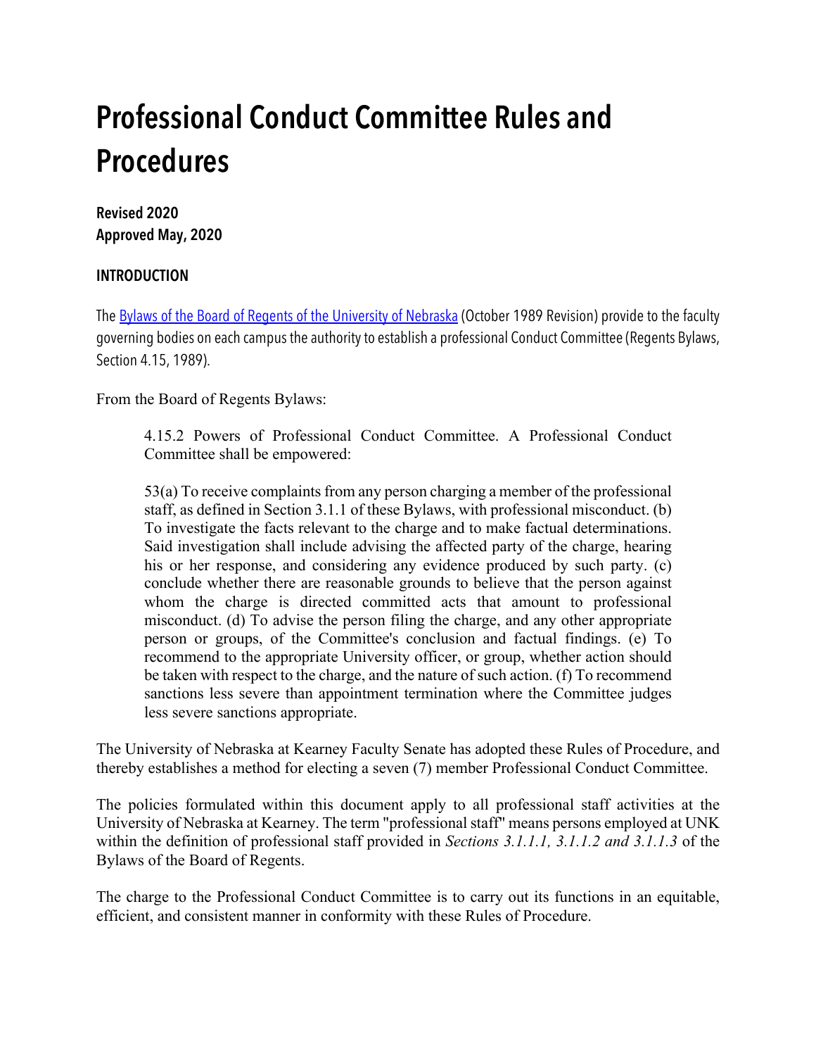# Professional Conduct Committee Rules and Procedures

**Revised 2020**
**Approved May, 2020**

## INTRODUCTION

The [Bylaws of the Board of Regents of the University of Nebraska](#) (October 1989 Revision) provide to the faculty governing bodies on each campus the authority to establish a professional Conduct Committee (Regents Bylaws, Section 4.15, 1989).

From the Board of Regents Bylaws:

> 4.15.2 Powers of Professional Conduct Committee. A Professional Conduct Committee shall be empowered:
>
> 53(a) To receive complaints from any person charging a member of the professional staff, as defined in Section 3.1.1 of these Bylaws, with professional misconduct. (b) To investigate the facts relevant to the charge and to make factual determinations. Said investigation shall include advising the affected party of the charge, hearing his or her response, and considering any evidence produced by such party. (c) conclude whether there are reasonable grounds to believe that the person against whom the charge is directed committed acts that amount to professional misconduct. (d) To advise the person filing the charge, and any other appropriate person or groups, of the Committee's conclusion and factual findings. (e) To recommend to the appropriate University officer, or group, whether action should be taken with respect to the charge, and the nature of such action. (f) To recommend sanctions less severe than appointment termination where the Committee judges less severe sanctions appropriate.

The University of Nebraska at Kearney Faculty Senate has adopted these Rules of Procedure, and thereby establishes a method for electing a seven (7) member Professional Conduct Committee.

The policies formulated within this document apply to all professional staff activities at the University of Nebraska at Kearney. The term "professional staff" means persons employed at UNK within the definition of professional staff provided in *Sections 3.1.1.1, 3.1.1.2 and 3.1.1.3* of the Bylaws of the Board of Regents.

The charge to the Professional Conduct Committee is to carry out its functions in an equitable, efficient, and consistent manner in conformity with these Rules of Procedure.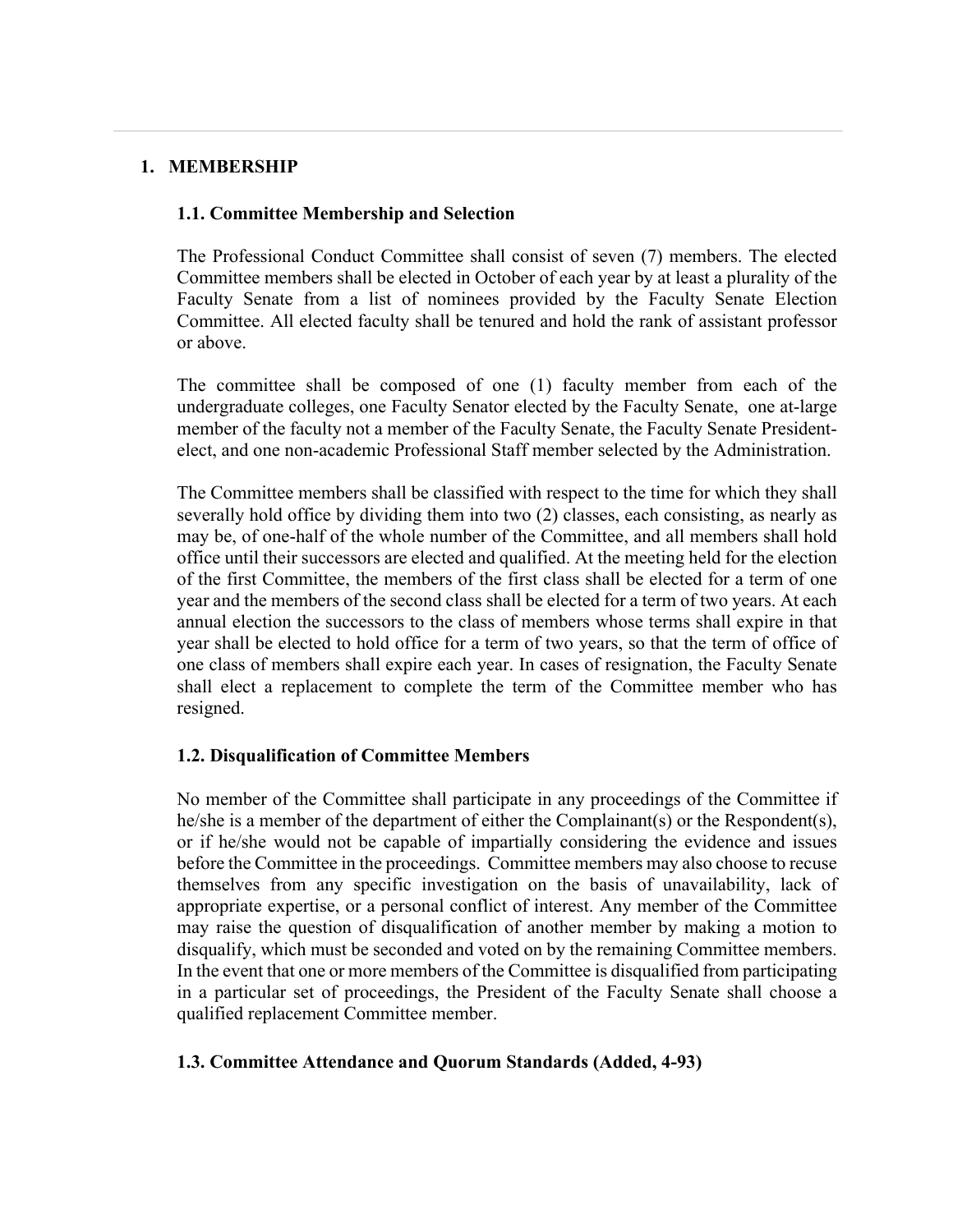# 1. MEMBERSHIP

## 1.1. Committee Membership and Selection

The Professional Conduct Committee shall consist of seven (7) members. The elected Committee members shall be elected in October of each year by at least a plurality of the Faculty Senate from a list of nominees provided by the Faculty Senate Election Committee. All elected faculty shall be tenured and hold the rank of assistant professor or above.

The committee shall be composed of one (1) faculty member from each of the undergraduate colleges, one Faculty Senator elected by the Faculty Senate, one at-large member of the faculty not a member of the Faculty Senate, the Faculty Senate President-elect, and one non-academic Professional Staff member selected by the Administration.

The Committee members shall be classified with respect to the time for which they shall severally hold office by dividing them into two (2) classes, each consisting, as nearly as may be, of one-half of the whole number of the Committee, and all members shall hold office until their successors are elected and qualified. At the meeting held for the election of the first Committee, the members of the first class shall be elected for a term of one year and the members of the second class shall be elected for a term of two years. At each annual election the successors to the class of members whose terms shall expire in that year shall be elected to hold office for a term of two years, so that the term of office of one class of members shall expire each year. In cases of resignation, the Faculty Senate shall elect a replacement to complete the term of the Committee member who has resigned.

## 1.2. Disqualification of Committee Members

No member of the Committee shall participate in any proceedings of the Committee if he/she is a member of the department of either the Complainant(s) or the Respondent(s), or if he/she would not be capable of impartially considering the evidence and issues before the Committee in the proceedings. Committee members may also choose to recuse themselves from any specific investigation on the basis of unavailability, lack of appropriate expertise, or a personal conflict of interest. Any member of the Committee may raise the question of disqualification of another member by making a motion to disqualify, which must be seconded and voted on by the remaining Committee members. In the event that one or more members of the Committee is disqualified from participating in a particular set of proceedings, the President of the Faculty Senate shall choose a qualified replacement Committee member.

## 1.3. Committee Attendance and Quorum Standards (Added, 4-93)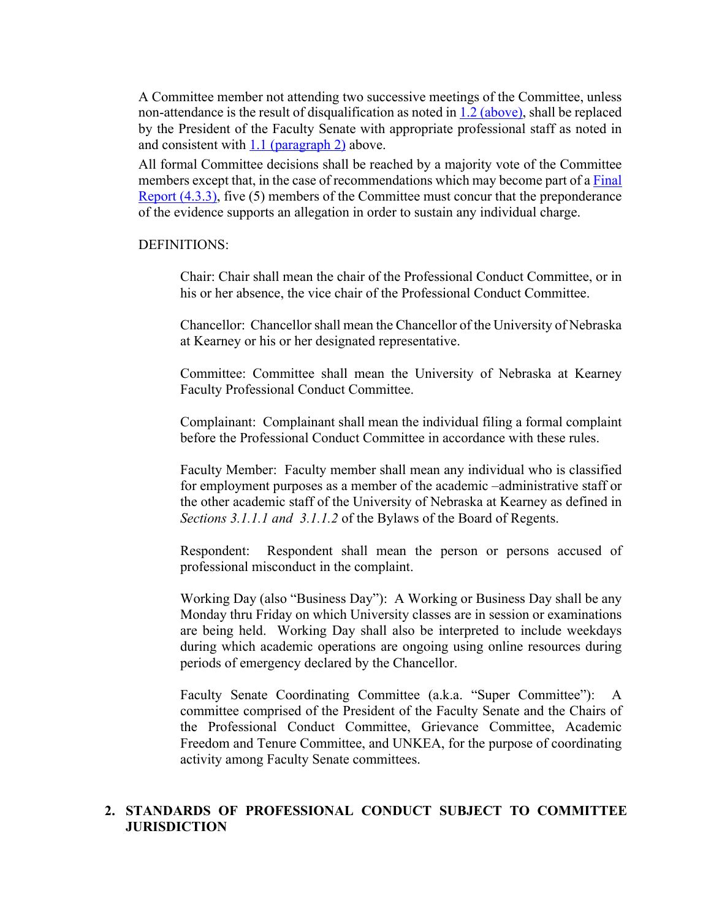A Committee member not attending two successive meetings of the Committee, unless non-attendance is the result of disqualification as noted in 1.2 (above), shall be replaced by the President of the Faculty Senate with appropriate professional staff as noted in and consistent with 1.1 (paragraph 2) above.

All formal Committee decisions shall be reached by a majority vote of the Committee members except that, in the case of recommendations which may become part of a Final Report (4.3.3), five (5) members of the Committee must concur that the preponderance of the evidence supports an allegation in order to sustain any individual charge.

DEFINITIONS:

Chair: Chair shall mean the chair of the Professional Conduct Committee, or in his or her absence, the vice chair of the Professional Conduct Committee.

Chancellor: Chancellor shall mean the Chancellor of the University of Nebraska at Kearney or his or her designated representative.

Committee: Committee shall mean the University of Nebraska at Kearney Faculty Professional Conduct Committee.

Complainant: Complainant shall mean the individual filing a formal complaint before the Professional Conduct Committee in accordance with these rules.

Faculty Member: Faculty member shall mean any individual who is classified for employment purposes as a member of the academic –administrative staff or the other academic staff of the University of Nebraska at Kearney as defined in *Sections 3.1.1.1 and 3.1.1.2* of the Bylaws of the Board of Regents.

Respondent: Respondent shall mean the person or persons accused of professional misconduct in the complaint.

Working Day (also "Business Day"): A Working or Business Day shall be any Monday thru Friday on which University classes are in session or examinations are being held. Working Day shall also be interpreted to include weekdays during which academic operations are ongoing using online resources during periods of emergency declared by the Chancellor.

Faculty Senate Coordinating Committee (a.k.a. "Super Committee"): A committee comprised of the President of the Faculty Senate and the Chairs of the Professional Conduct Committee, Grievance Committee, Academic Freedom and Tenure Committee, and UNKEA, for the purpose of coordinating activity among Faculty Senate committees.

## 2. STANDARDS OF PROFESSIONAL CONDUCT SUBJECT TO COMMITTEE JURISDICTION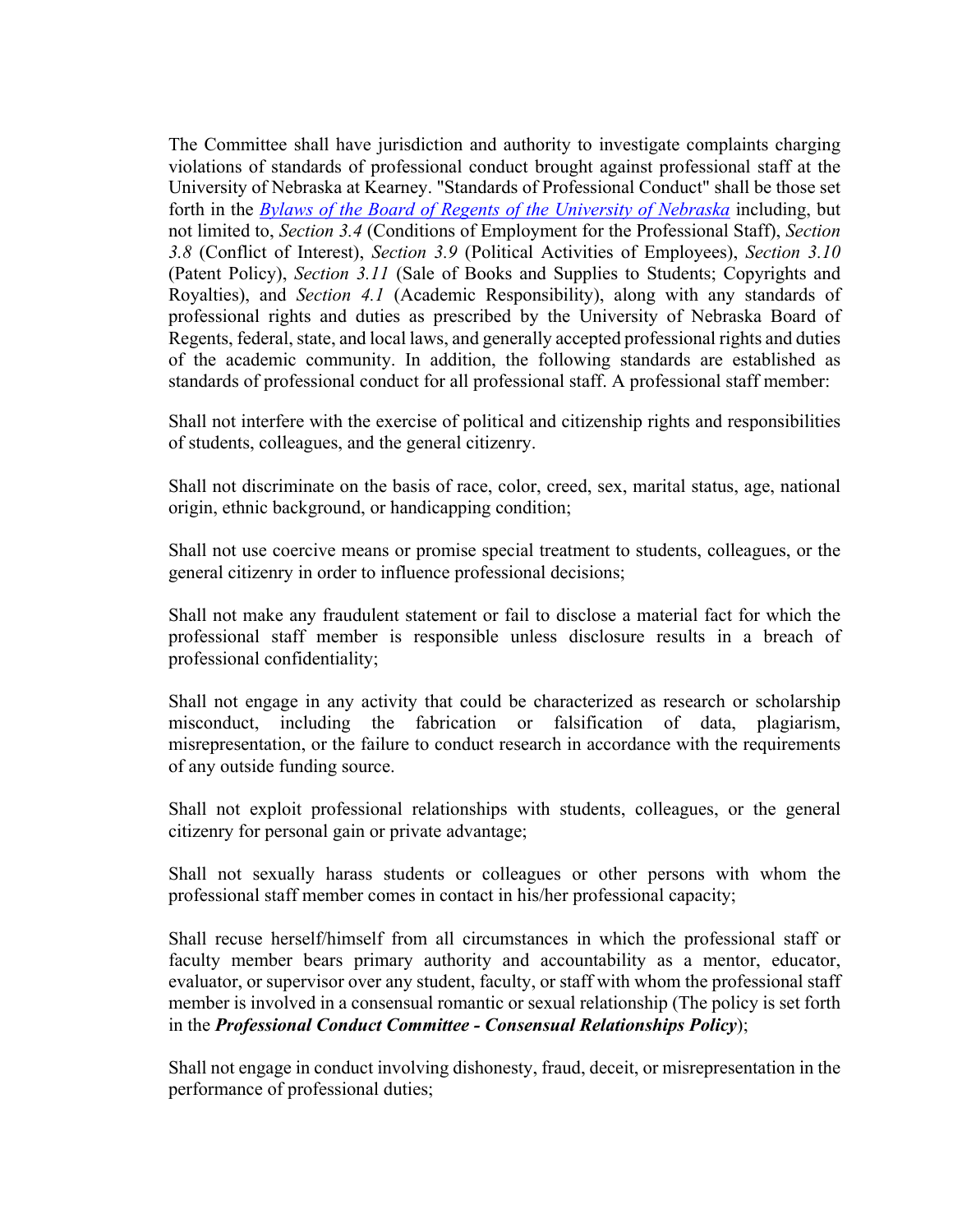The Committee shall have jurisdiction and authority to investigate complaints charging violations of standards of professional conduct brought against professional staff at the University of Nebraska at Kearney. "Standards of Professional Conduct" shall be those set forth in the [*Bylaws of the Board of Regents of the University of Nebraska*]() including, but not limited to, *Section 3.4* (Conditions of Employment for the Professional Staff), *Section 3.8* (Conflict of Interest), *Section 3.9* (Political Activities of Employees), *Section 3.10* (Patent Policy), *Section 3.11* (Sale of Books and Supplies to Students; Copyrights and Royalties), and *Section 4.1* (Academic Responsibility), along with any standards of professional rights and duties as prescribed by the University of Nebraska Board of Regents, federal, state, and local laws, and generally accepted professional rights and duties of the academic community. In addition, the following standards are established as standards of professional conduct for all professional staff. A professional staff member:

Shall not interfere with the exercise of political and citizenship rights and responsibilities of students, colleagues, and the general citizenry.

Shall not discriminate on the basis of race, color, creed, sex, marital status, age, national origin, ethnic background, or handicapping condition;

Shall not use coercive means or promise special treatment to students, colleagues, or the general citizenry in order to influence professional decisions;

Shall not make any fraudulent statement or fail to disclose a material fact for which the professional staff member is responsible unless disclosure results in a breach of professional confidentiality;

Shall not engage in any activity that could be characterized as research or scholarship misconduct, including the fabrication or falsification of data, plagiarism, misrepresentation, or the failure to conduct research in accordance with the requirements of any outside funding source.

Shall not exploit professional relationships with students, colleagues, or the general citizenry for personal gain or private advantage;

Shall not sexually harass students or colleagues or other persons with whom the professional staff member comes in contact in his/her professional capacity;

Shall recuse herself/himself from all circumstances in which the professional staff or faculty member bears primary authority and accountability as a mentor, educator, evaluator, or supervisor over any student, faculty, or staff with whom the professional staff member is involved in a consensual romantic or sexual relationship (The policy is set forth in the ***Professional Conduct Committee - Consensual Relationships Policy***);

Shall not engage in conduct involving dishonesty, fraud, deceit, or misrepresentation in the performance of professional duties;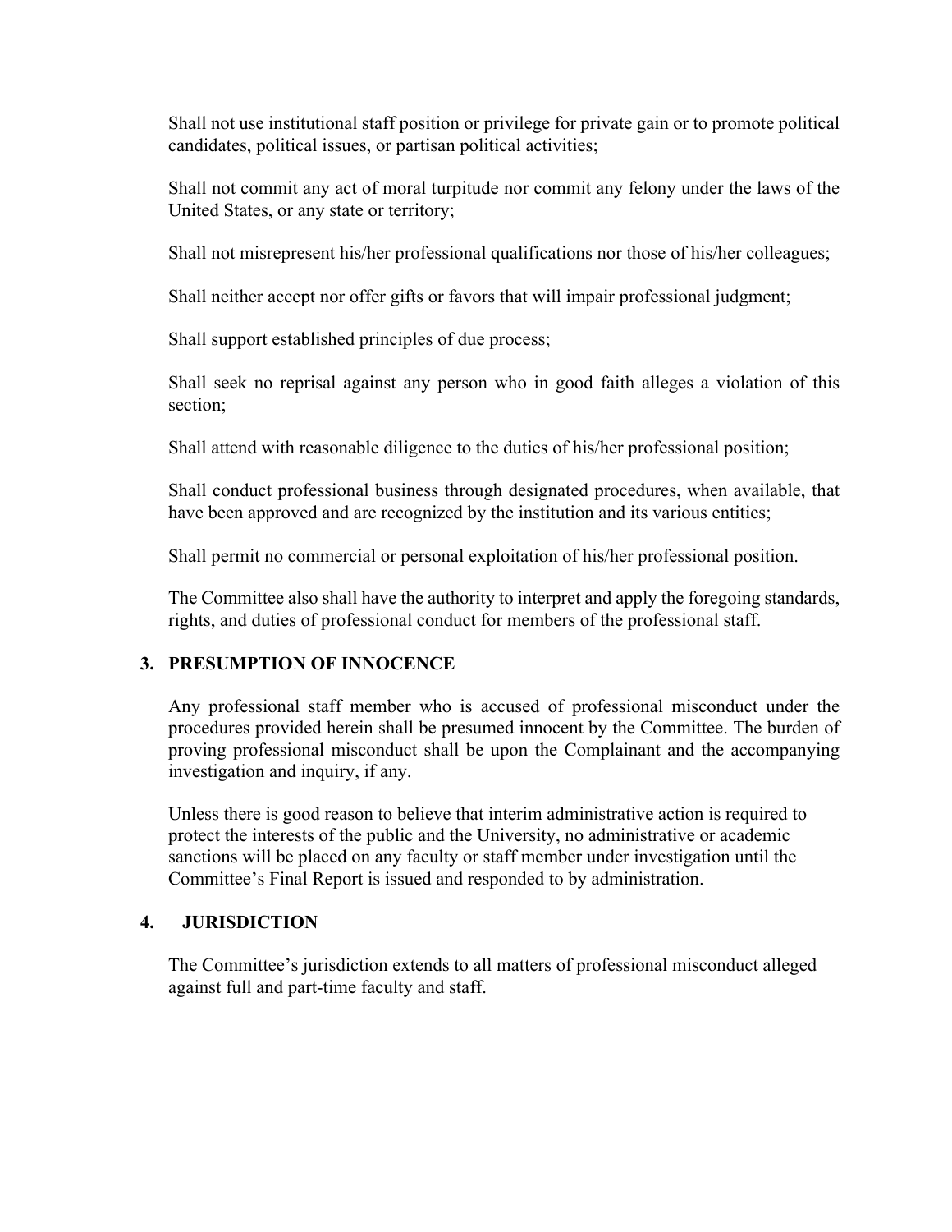Shall not use institutional staff position or privilege for private gain or to promote political candidates, political issues, or partisan political activities;

Shall not commit any act of moral turpitude nor commit any felony under the laws of the United States, or any state or territory;

Shall not misrepresent his/her professional qualifications nor those of his/her colleagues;

Shall neither accept nor offer gifts or favors that will impair professional judgment;

Shall support established principles of due process;

Shall seek no reprisal against any person who in good faith alleges a violation of this section;

Shall attend with reasonable diligence to the duties of his/her professional position;

Shall conduct professional business through designated procedures, when available, that have been approved and are recognized by the institution and its various entities;

Shall permit no commercial or personal exploitation of his/her professional position.

The Committee also shall have the authority to interpret and apply the foregoing standards, rights, and duties of professional conduct for members of the professional staff.

## 3. PRESUMPTION OF INNOCENCE

Any professional staff member who is accused of professional misconduct under the procedures provided herein shall be presumed innocent by the Committee. The burden of proving professional misconduct shall be upon the Complainant and the accompanying investigation and inquiry, if any.

Unless there is good reason to believe that interim administrative action is required to protect the interests of the public and the University, no administrative or academic sanctions will be placed on any faculty or staff member under investigation until the Committee's Final Report is issued and responded to by administration.

## 4. JURISDICTION

The Committee's jurisdiction extends to all matters of professional misconduct alleged against full and part-time faculty and staff.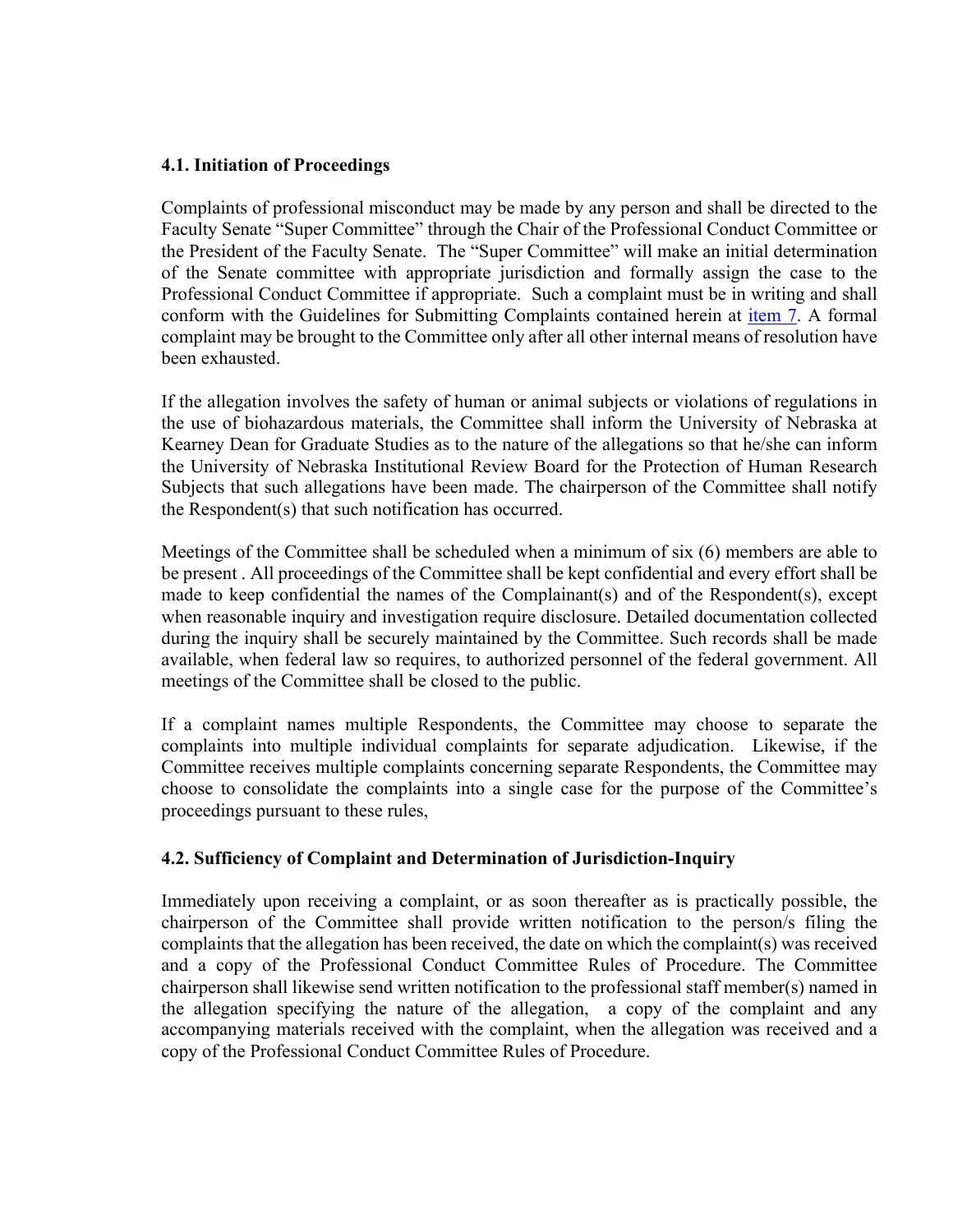**4.1. Initiation of Proceedings**

Complaints of professional misconduct may be made by any person and shall be directed to the Faculty Senate "Super Committee" through the Chair of the Professional Conduct Committee or the President of the Faculty Senate. The "Super Committee" will make an initial determination of the Senate committee with appropriate jurisdiction and formally assign the case to the Professional Conduct Committee if appropriate. Such a complaint must be in writing and shall conform with the Guidelines for Submitting Complaints contained herein at item 7. A formal complaint may be brought to the Committee only after all other internal means of resolution have been exhausted.

If the allegation involves the safety of human or animal subjects or violations of regulations in the use of biohazardous materials, the Committee shall inform the University of Nebraska at Kearney Dean for Graduate Studies as to the nature of the allegations so that he/she can inform the University of Nebraska Institutional Review Board for the Protection of Human Research Subjects that such allegations have been made. The chairperson of the Committee shall notify the Respondent(s) that such notification has occurred.

Meetings of the Committee shall be scheduled when a minimum of six (6) members are able to be present . All proceedings of the Committee shall be kept confidential and every effort shall be made to keep confidential the names of the Complainant(s) and of the Respondent(s), except when reasonable inquiry and investigation require disclosure. Detailed documentation collected during the inquiry shall be securely maintained by the Committee. Such records shall be made available, when federal law so requires, to authorized personnel of the federal government. All meetings of the Committee shall be closed to the public.

If a complaint names multiple Respondents, the Committee may choose to separate the complaints into multiple individual complaints for separate adjudication. Likewise, if the Committee receives multiple complaints concerning separate Respondents, the Committee may choose to consolidate the complaints into a single case for the purpose of the Committee's proceedings pursuant to these rules,

**4.2. Sufficiency of Complaint and Determination of Jurisdiction-Inquiry**

Immediately upon receiving a complaint, or as soon thereafter as is practically possible, the chairperson of the Committee shall provide written notification to the person/s filing the complaints that the allegation has been received, the date on which the complaint(s) was received and a copy of the Professional Conduct Committee Rules of Procedure. The Committee chairperson shall likewise send written notification to the professional staff member(s) named in the allegation specifying the nature of the allegation, a copy of the complaint and any accompanying materials received with the complaint, when the allegation was received and a copy of the Professional Conduct Committee Rules of Procedure.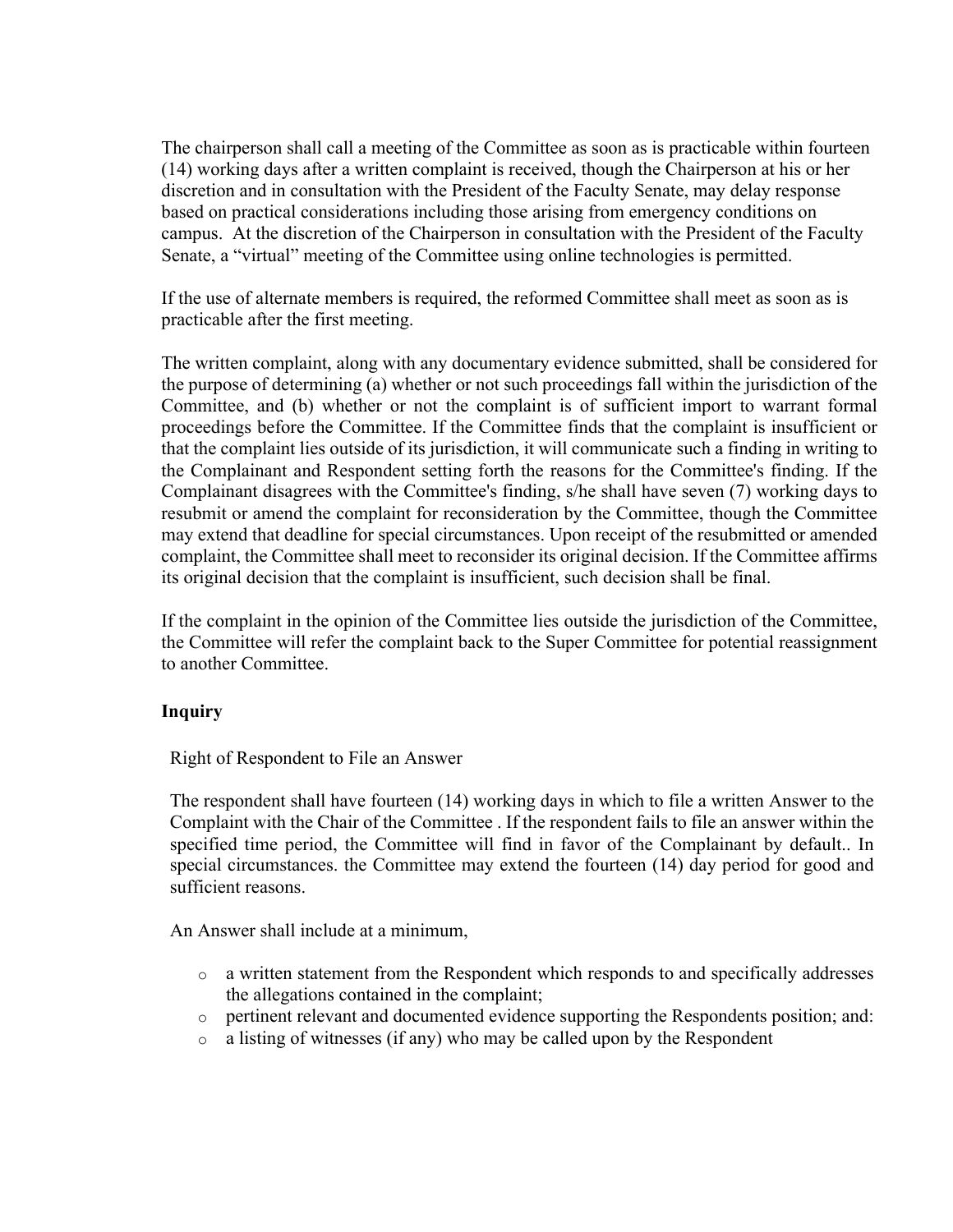The chairperson shall call a meeting of the Committee as soon as is practicable within fourteen (14) working days after a written complaint is received, though the Chairperson at his or her discretion and in consultation with the President of the Faculty Senate, may delay response based on practical considerations including those arising from emergency conditions on campus. At the discretion of the Chairperson in consultation with the President of the Faculty Senate, a "virtual" meeting of the Committee using online technologies is permitted.

If the use of alternate members is required, the reformed Committee shall meet as soon as is practicable after the first meeting.

The written complaint, along with any documentary evidence submitted, shall be considered for the purpose of determining (a) whether or not such proceedings fall within the jurisdiction of the Committee, and (b) whether or not the complaint is of sufficient import to warrant formal proceedings before the Committee. If the Committee finds that the complaint is insufficient or that the complaint lies outside of its jurisdiction, it will communicate such a finding in writing to the Complainant and Respondent setting forth the reasons for the Committee's finding. If the Complainant disagrees with the Committee's finding, s/he shall have seven (7) working days to resubmit or amend the complaint for reconsideration by the Committee, though the Committee may extend that deadline for special circumstances. Upon receipt of the resubmitted or amended complaint, the Committee shall meet to reconsider its original decision. If the Committee affirms its original decision that the complaint is insufficient, such decision shall be final.

If the complaint in the opinion of the Committee lies outside the jurisdiction of the Committee, the Committee will refer the complaint back to the Super Committee for potential reassignment to another Committee.

**Inquiry**

Right of Respondent to File an Answer

The respondent shall have fourteen (14) working days in which to file a written Answer to the Complaint with the Chair of the Committee . If the respondent fails to file an answer within the specified time period, the Committee will find in favor of the Complainant by default.. In special circumstances. the Committee may extend the fourteen (14) day period for good and sufficient reasons.

An Answer shall include at a minimum,

- a written statement from the Respondent which responds to and specifically addresses the allegations contained in the complaint;
- pertinent relevant and documented evidence supporting the Respondents position; and:
- a listing of witnesses (if any) who may be called upon by the Respondent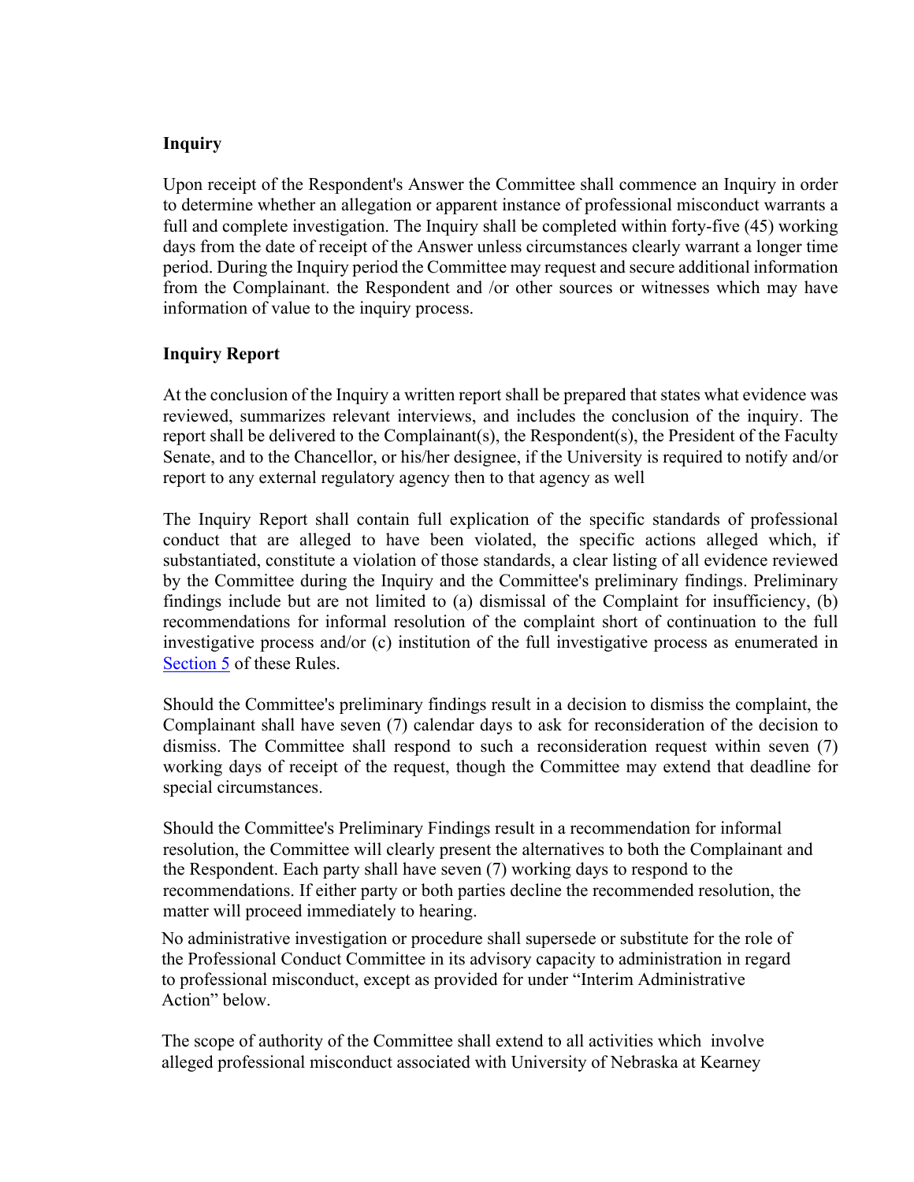**Inquiry**

Upon receipt of the Respondent's Answer the Committee shall commence an Inquiry in order to determine whether an allegation or apparent instance of professional misconduct warrants a full and complete investigation. The Inquiry shall be completed within forty-five (45) working days from the date of receipt of the Answer unless circumstances clearly warrant a longer time period. During the Inquiry period the Committee may request and secure additional information from the Complainant. the Respondent and /or other sources or witnesses which may have information of value to the inquiry process.

**Inquiry Report**

At the conclusion of the Inquiry a written report shall be prepared that states what evidence was reviewed, summarizes relevant interviews, and includes the conclusion of the inquiry. The report shall be delivered to the Complainant(s), the Respondent(s), the President of the Faculty Senate, and to the Chancellor, or his/her designee, if the University is required to notify and/or report to any external regulatory agency then to that agency as well

The Inquiry Report shall contain full explication of the specific standards of professional conduct that are alleged to have been violated, the specific actions alleged which, if substantiated, constitute a violation of those standards, a clear listing of all evidence reviewed by the Committee during the Inquiry and the Committee's preliminary findings. Preliminary findings include but are not limited to (a) dismissal of the Complaint for insufficiency, (b) recommendations for informal resolution of the complaint short of continuation to the full investigative process and/or (c) institution of the full investigative process as enumerated in Section 5 of these Rules.

Should the Committee's preliminary findings result in a decision to dismiss the complaint, the Complainant shall have seven (7) calendar days to ask for reconsideration of the decision to dismiss. The Committee shall respond to such a reconsideration request within seven (7) working days of receipt of the request, though the Committee may extend that deadline for special circumstances.

Should the Committee's Preliminary Findings result in a recommendation for informal resolution, the Committee will clearly present the alternatives to both the Complainant and the Respondent. Each party shall have seven (7) working days to respond to the recommendations. If either party or both parties decline the recommended resolution, the matter will proceed immediately to hearing.

No administrative investigation or procedure shall supersede or substitute for the role of the Professional Conduct Committee in its advisory capacity to administration in regard to professional misconduct, except as provided for under "Interim Administrative Action" below.

The scope of authority of the Committee shall extend to all activities which involve alleged professional misconduct associated with University of Nebraska at Kearney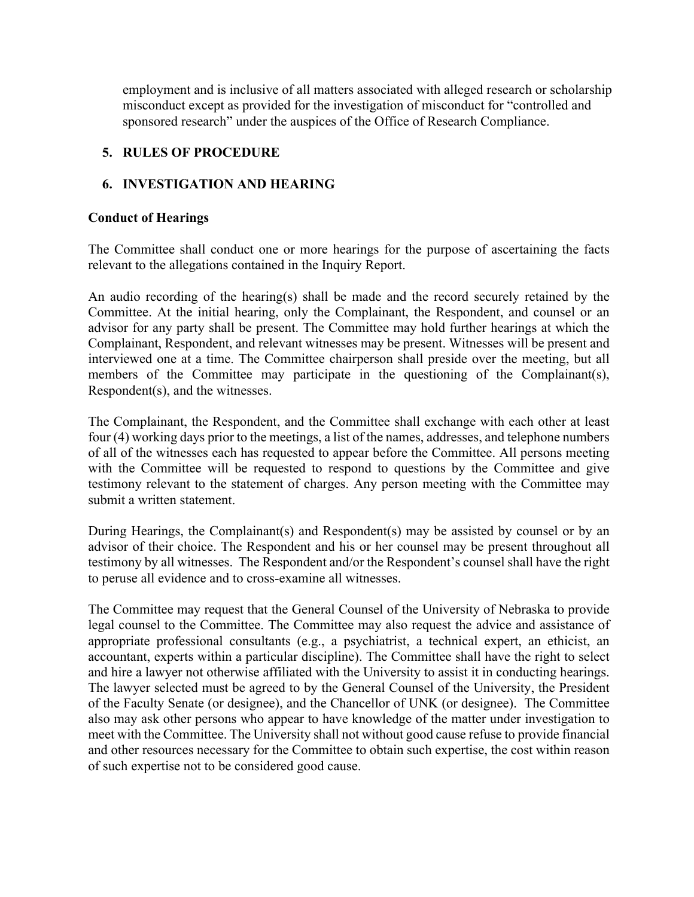employment and is inclusive of all matters associated with alleged research or scholarship misconduct except as provided for the investigation of misconduct for "controlled and sponsored research" under the auspices of the Office of Research Compliance.

5. **RULES OF PROCEDURE**

6. **INVESTIGATION AND HEARING**

**Conduct of Hearings**

The Committee shall conduct one or more hearings for the purpose of ascertaining the facts relevant to the allegations contained in the Inquiry Report.

An audio recording of the hearing(s) shall be made and the record securely retained by the Committee. At the initial hearing, only the Complainant, the Respondent, and counsel or an advisor for any party shall be present. The Committee may hold further hearings at which the Complainant, Respondent, and relevant witnesses may be present. Witnesses will be present and interviewed one at a time. The Committee chairperson shall preside over the meeting, but all members of the Committee may participate in the questioning of the Complainant(s), Respondent(s), and the witnesses.

The Complainant, the Respondent, and the Committee shall exchange with each other at least four (4) working days prior to the meetings, a list of the names, addresses, and telephone numbers of all of the witnesses each has requested to appear before the Committee. All persons meeting with the Committee will be requested to respond to questions by the Committee and give testimony relevant to the statement of charges. Any person meeting with the Committee may submit a written statement.

During Hearings, the Complainant(s) and Respondent(s) may be assisted by counsel or by an advisor of their choice. The Respondent and his or her counsel may be present throughout all testimony by all witnesses. The Respondent and/or the Respondent's counsel shall have the right to peruse all evidence and to cross-examine all witnesses.

The Committee may request that the General Counsel of the University of Nebraska to provide legal counsel to the Committee. The Committee may also request the advice and assistance of appropriate professional consultants (e.g., a psychiatrist, a technical expert, an ethicist, an accountant, experts within a particular discipline). The Committee shall have the right to select and hire a lawyer not otherwise affiliated with the University to assist it in conducting hearings. The lawyer selected must be agreed to by the General Counsel of the University, the President of the Faculty Senate (or designee), and the Chancellor of UNK (or designee). The Committee also may ask other persons who appear to have knowledge of the matter under investigation to meet with the Committee. The University shall not without good cause refuse to provide financial and other resources necessary for the Committee to obtain such expertise, the cost within reason of such expertise not to be considered good cause.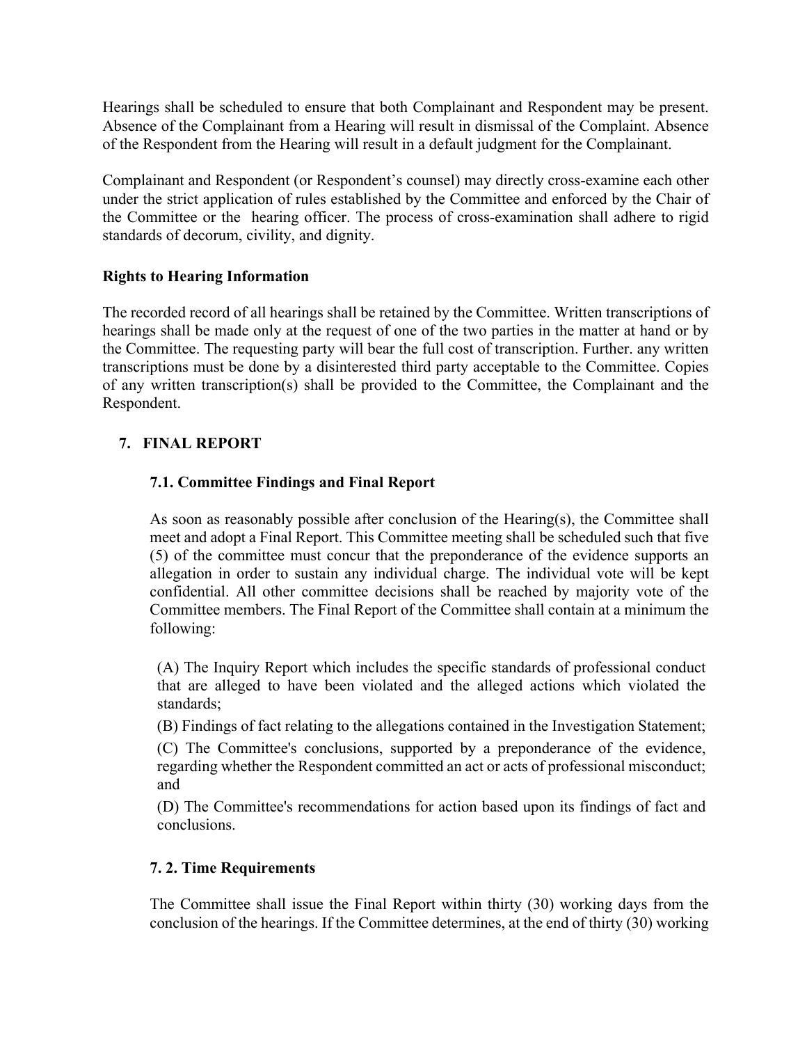Hearings shall be scheduled to ensure that both Complainant and Respondent may be present. Absence of the Complainant from a Hearing will result in dismissal of the Complaint. Absence of the Respondent from the Hearing will result in a default judgment for the Complainant.

Complainant and Respondent (or Respondent's counsel) may directly cross-examine each other under the strict application of rules established by the Committee and enforced by the Chair of the Committee or the hearing officer. The process of cross-examination shall adhere to rigid standards of decorum, civility, and dignity.

**Rights to Hearing Information**

The recorded record of all hearings shall be retained by the Committee. Written transcriptions of hearings shall be made only at the request of one of the two parties in the matter at hand or by the Committee. The requesting party will bear the full cost of transcription. Further. any written transcriptions must be done by a disinterested third party acceptable to the Committee. Copies of any written transcription(s) shall be provided to the Committee, the Complainant and the Respondent.

## 7. FINAL REPORT

### 7.1. Committee Findings and Final Report

As soon as reasonably possible after conclusion of the Hearing(s), the Committee shall meet and adopt a Final Report. This Committee meeting shall be scheduled such that five (5) of the committee must concur that the preponderance of the evidence supports an allegation in order to sustain any individual charge. The individual vote will be kept confidential. All other committee decisions shall be reached by majority vote of the Committee members. The Final Report of the Committee shall contain at a minimum the following:

(A) The Inquiry Report which includes the specific standards of professional conduct that are alleged to have been violated and the alleged actions which violated the standards;

(B) Findings of fact relating to the allegations contained in the Investigation Statement;

(C) The Committee's conclusions, supported by a preponderance of the evidence, regarding whether the Respondent committed an act or acts of professional misconduct; and

(D) The Committee's recommendations for action based upon its findings of fact and conclusions.

### 7. 2. Time Requirements

The Committee shall issue the Final Report within thirty (30) working days from the conclusion of the hearings. If the Committee determines, at the end of thirty (30) working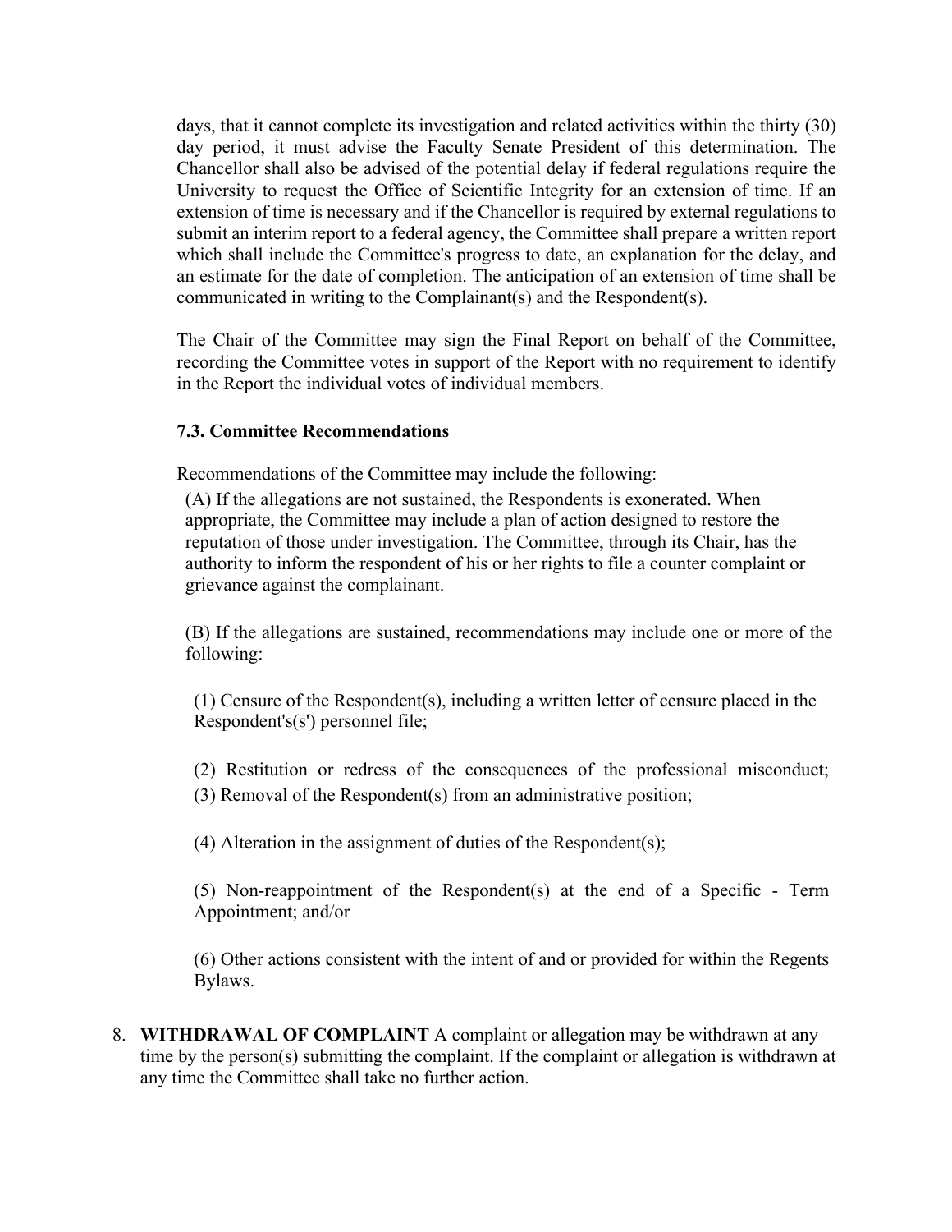days, that it cannot complete its investigation and related activities within the thirty (30) day period, it must advise the Faculty Senate President of this determination. The Chancellor shall also be advised of the potential delay if federal regulations require the University to request the Office of Scientific Integrity for an extension of time. If an extension of time is necessary and if the Chancellor is required by external regulations to submit an interim report to a federal agency, the Committee shall prepare a written report which shall include the Committee's progress to date, an explanation for the delay, and an estimate for the date of completion. The anticipation of an extension of time shall be communicated in writing to the Complainant(s) and the Respondent(s).

The Chair of the Committee may sign the Final Report on behalf of the Committee, recording the Committee votes in support of the Report with no requirement to identify in the Report the individual votes of individual members.

### 7.3. Committee Recommendations

Recommendations of the Committee may include the following:

(A) If the allegations are not sustained, the Respondents is exonerated. When appropriate, the Committee may include a plan of action designed to restore the reputation of those under investigation. The Committee, through its Chair, has the authority to inform the respondent of his or her rights to file a counter complaint or grievance against the complainant.

(B) If the allegations are sustained, recommendations may include one or more of the following:

(1) Censure of the Respondent(s), including a written letter of censure placed in the Respondent's(s') personnel file;

(2) Restitution or redress of the consequences of the professional misconduct;

(3) Removal of the Respondent(s) from an administrative position;

(4) Alteration in the assignment of duties of the Respondent(s);

(5) Non-reappointment of the Respondent(s) at the end of a Specific - Term Appointment; and/or

(6) Other actions consistent with the intent of and or provided for within the Regents Bylaws.

8. **WITHDRAWAL OF COMPLAINT** A complaint or allegation may be withdrawn at any time by the person(s) submitting the complaint. If the complaint or allegation is withdrawn at any time the Committee shall take no further action.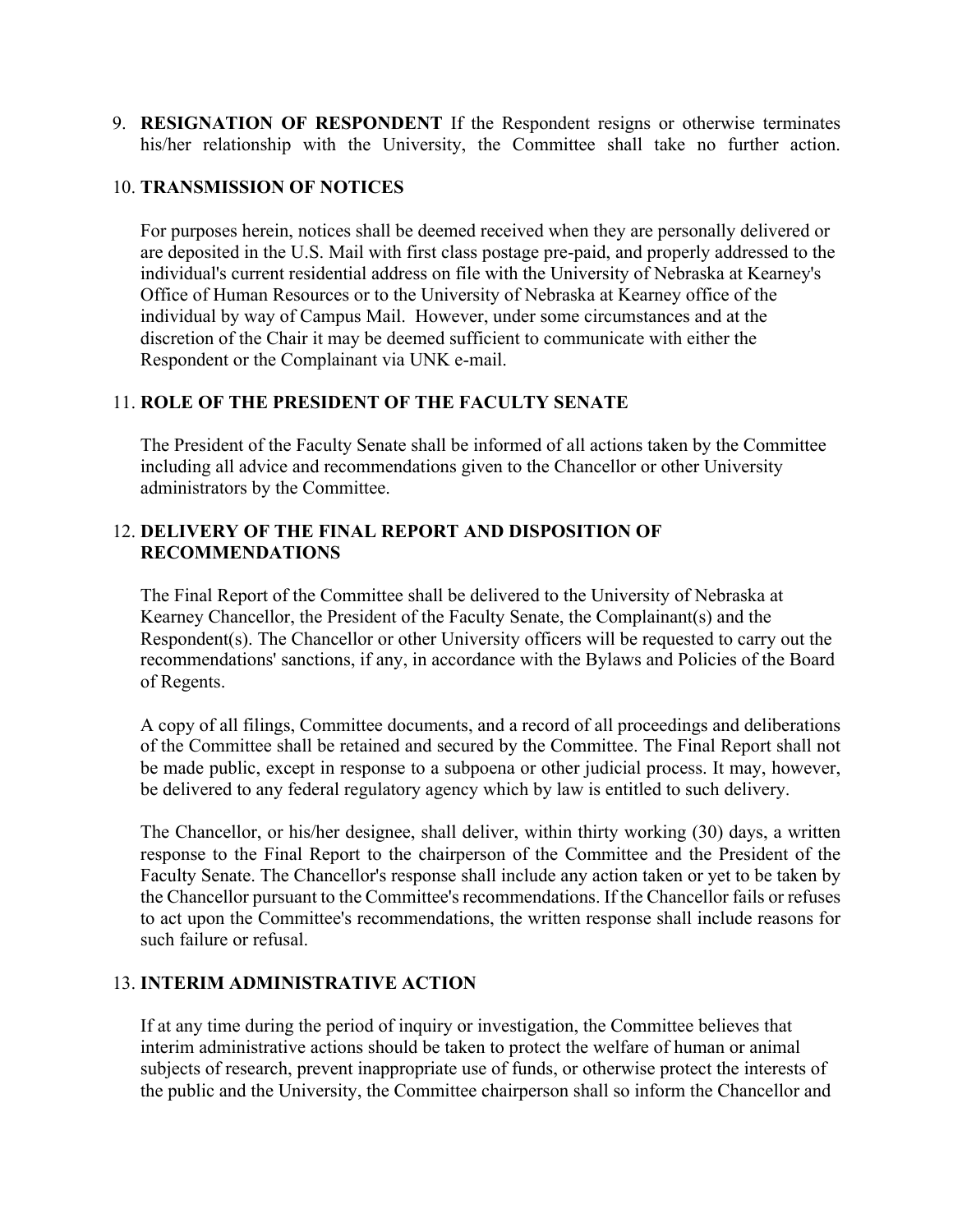9. **RESIGNATION OF RESPONDENT** If the Respondent resigns or otherwise terminates his/her relationship with the University, the Committee shall take no further action.

10. **TRANSMISSION OF NOTICES**

    For purposes herein, notices shall be deemed received when they are personally delivered or are deposited in the U.S. Mail with first class postage pre-paid, and properly addressed to the individual's current residential address on file with the University of Nebraska at Kearney's Office of Human Resources or to the University of Nebraska at Kearney office of the individual by way of Campus Mail. However, under some circumstances and at the discretion of the Chair it may be deemed sufficient to communicate with either the Respondent or the Complainant via UNK e-mail.

11. **ROLE OF THE PRESIDENT OF THE FACULTY SENATE**

    The President of the Faculty Senate shall be informed of all actions taken by the Committee including all advice and recommendations given to the Chancellor or other University administrators by the Committee.

12. **DELIVERY OF THE FINAL REPORT AND DISPOSITION OF RECOMMENDATIONS**

    The Final Report of the Committee shall be delivered to the University of Nebraska at Kearney Chancellor, the President of the Faculty Senate, the Complainant(s) and the Respondent(s). The Chancellor or other University officers will be requested to carry out the recommendations' sanctions, if any, in accordance with the Bylaws and Policies of the Board of Regents.

    A copy of all filings, Committee documents, and a record of all proceedings and deliberations of the Committee shall be retained and secured by the Committee. The Final Report shall not be made public, except in response to a subpoena or other judicial process. It may, however, be delivered to any federal regulatory agency which by law is entitled to such delivery.

    The Chancellor, or his/her designee, shall deliver, within thirty working (30) days, a written response to the Final Report to the chairperson of the Committee and the President of the Faculty Senate. The Chancellor's response shall include any action taken or yet to be taken by the Chancellor pursuant to the Committee's recommendations. If the Chancellor fails or refuses to act upon the Committee's recommendations, the written response shall include reasons for such failure or refusal.

13. **INTERIM ADMINISTRATIVE ACTION**

    If at any time during the period of inquiry or investigation, the Committee believes that interim administrative actions should be taken to protect the welfare of human or animal subjects of research, prevent inappropriate use of funds, or otherwise protect the interests of the public and the University, the Committee chairperson shall so inform the Chancellor and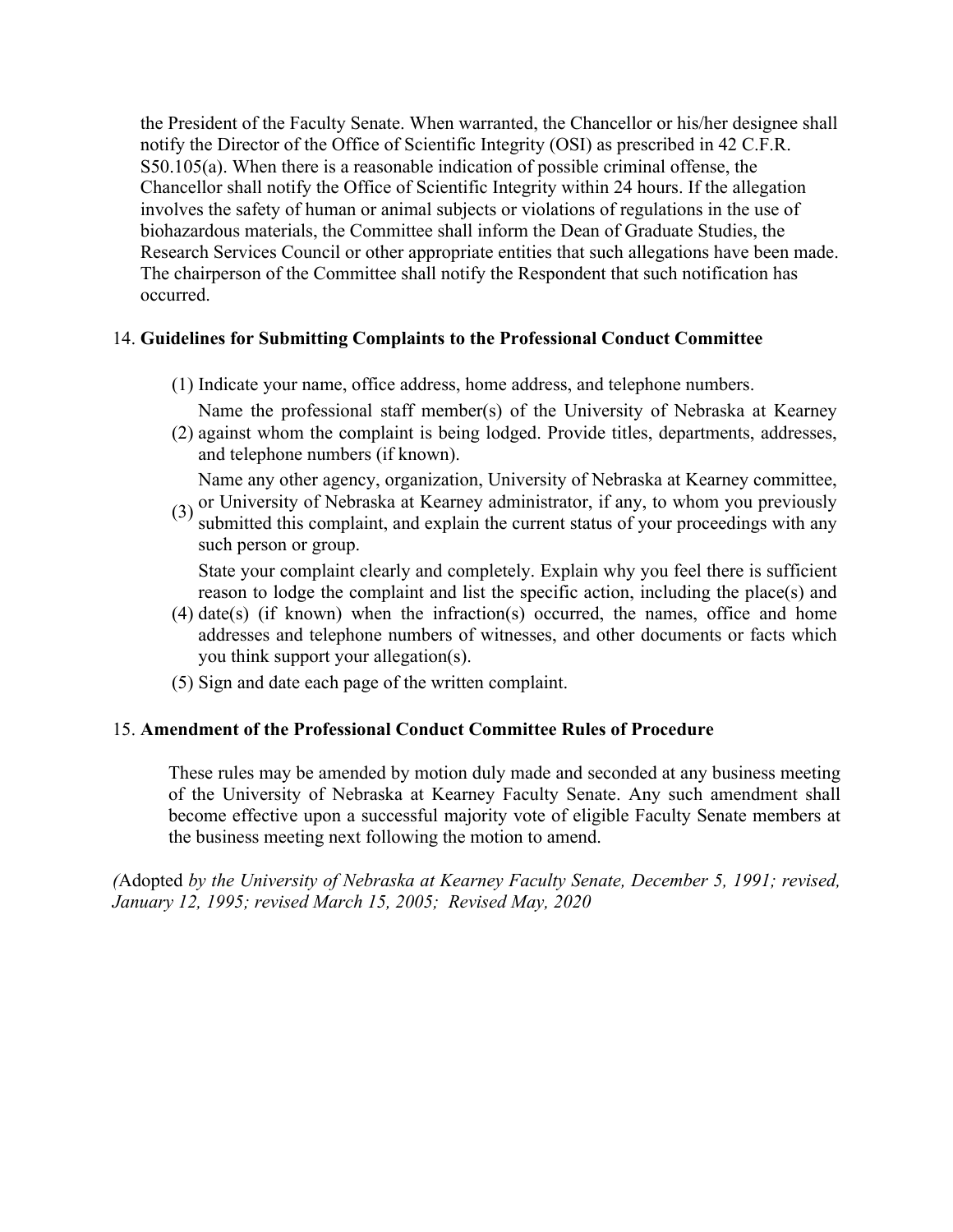the President of the Faculty Senate. When warranted, the Chancellor or his/her designee shall notify the Director of the Office of Scientific Integrity (OSI) as prescribed in 42 C.F.R. S50.105(a). When there is a reasonable indication of possible criminal offense, the Chancellor shall notify the Office of Scientific Integrity within 24 hours. If the allegation involves the safety of human or animal subjects or violations of regulations in the use of biohazardous materials, the Committee shall inform the Dean of Graduate Studies, the Research Services Council or other appropriate entities that such allegations have been made. The chairperson of the Committee shall notify the Respondent that such notification has occurred.

14. **Guidelines for Submitting Complaints to the Professional Conduct Committee**

(1) Indicate your name, office address, home address, and telephone numbers.

(2) Name the professional staff member(s) of the University of Nebraska at Kearney against whom the complaint is being lodged. Provide titles, departments, addresses, and telephone numbers (if known).

(3) Name any other agency, organization, University of Nebraska at Kearney committee, or University of Nebraska at Kearney administrator, if any, to whom you previously submitted this complaint, and explain the current status of your proceedings with any such person or group.

(4) State your complaint clearly and completely. Explain why you feel there is sufficient reason to lodge the complaint and list the specific action, including the place(s) and date(s) (if known) when the infraction(s) occurred, the names, office and home addresses and telephone numbers of witnesses, and other documents or facts which you think support your allegation(s).

(5) Sign and date each page of the written complaint.

15. **Amendment of the Professional Conduct Committee Rules of Procedure**

These rules may be amended by motion duly made and seconded at any business meeting of the University of Nebraska at Kearney Faculty Senate. Any such amendment shall become effective upon a successful majority vote of eligible Faculty Senate members at the business meeting next following the motion to amend.

*(*Adopted *by the University of Nebraska at Kearney Faculty Senate, December 5, 1991; revised, January 12, 1995; revised March 15, 2005; Revised May, 2020*